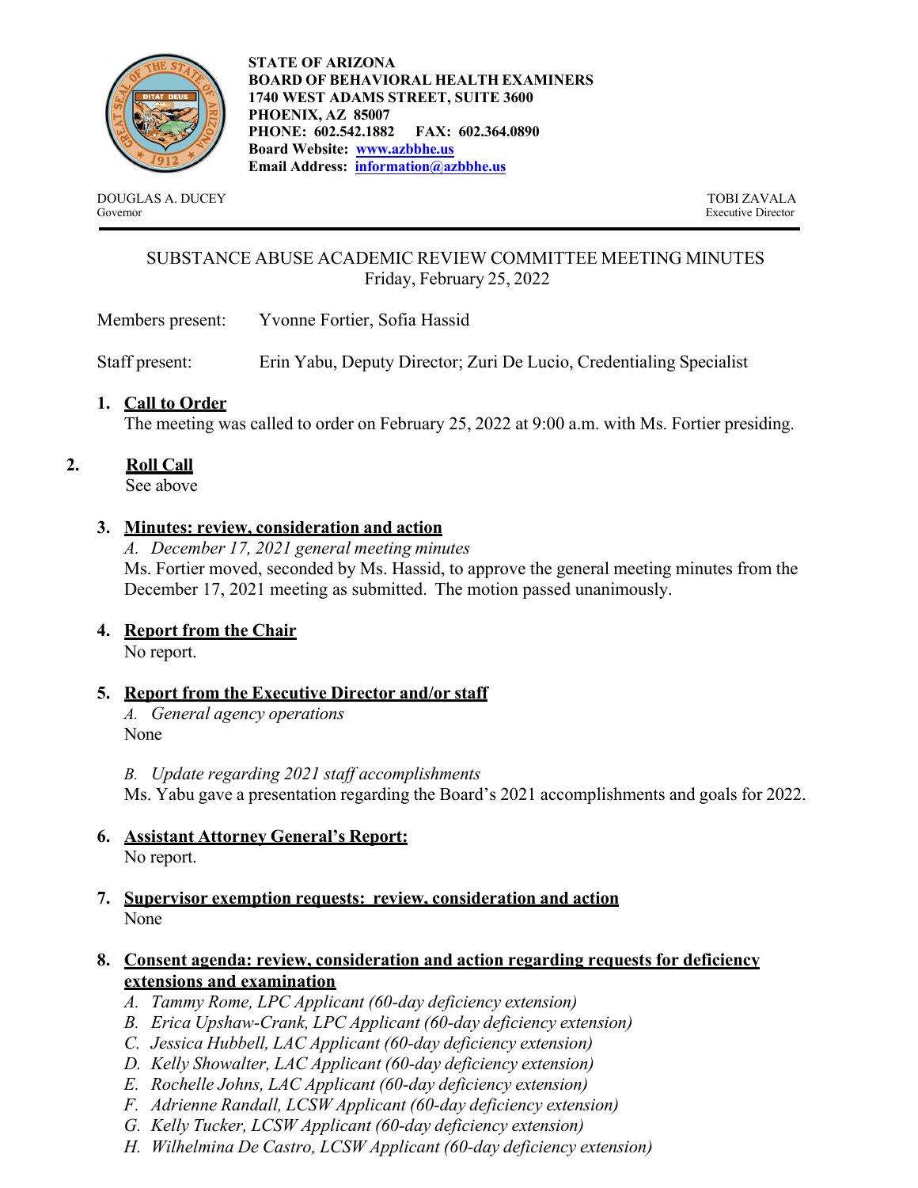**STATE OF ARIZONA**
**BOARD OF BEHAVIORAL HEALTH EXAMINERS**
**1740 WEST ADAMS STREET, SUITE 3600**
**PHOENIX, AZ 85007**
**PHONE: 602.542.1882 FAX: 602.364.0890**
**Board Website: [www.azbbhe.us](http://www.azbbhe.us)**
**Email Address: [information@azbbhe.us](mailto:information@azbbhe.us)**

DOUGLAS A. DUCEY
Governor

TOBI ZAVALA
Executive Director

---

SUBSTANCE ABUSE ACADEMIC REVIEW COMMITTEE MEETING MINUTES
Friday, February 25, 2022

Members present: Yvonne Fortier, Sofia Hassid

Staff present: Erin Yabu, Deputy Director; Zuri De Lucio, Credentialing Specialist

1. **Call to Order**
   The meeting was called to order on February 25, 2022 at 9:00 a.m. with Ms. Fortier presiding.

2. **Roll Call**
   See above

3. **Minutes: review, consideration and action**
   *A. December 17, 2021 general meeting minutes*
   Ms. Fortier moved, seconded by Ms. Hassid, to approve the general meeting minutes from the December 17, 2021 meeting as submitted. The motion passed unanimously.

4. **Report from the Chair**
   No report.

5. **Report from the Executive Director and/or staff**
   *A. General agency operations*
   None

   *B. Update regarding 2021 staff accomplishments*
   Ms. Yabu gave a presentation regarding the Board's 2021 accomplishments and goals for 2022.

6. **Assistant Attorney General's Report:**
   No report.

7. **Supervisor exemption requests: review, consideration and action**
   None

8. **Consent agenda: review, consideration and action regarding requests for deficiency extensions and examination**
   *A. Tammy Rome, LPC Applicant (60-day deficiency extension)*
   *B. Erica Upshaw-Crank, LPC Applicant (60-day deficiency extension)*
   *C. Jessica Hubbell, LAC Applicant (60-day deficiency extension)*
   *D. Kelly Showalter, LAC Applicant (60-day deficiency extension)*
   *E. Rochelle Johns, LAC Applicant (60-day deficiency extension)*
   *F. Adrienne Randall, LCSW Applicant (60-day deficiency extension)*
   *G. Kelly Tucker, LCSW Applicant (60-day deficiency extension)*
   *H. Wilhelmina De Castro, LCSW Applicant (60-day deficiency extension)*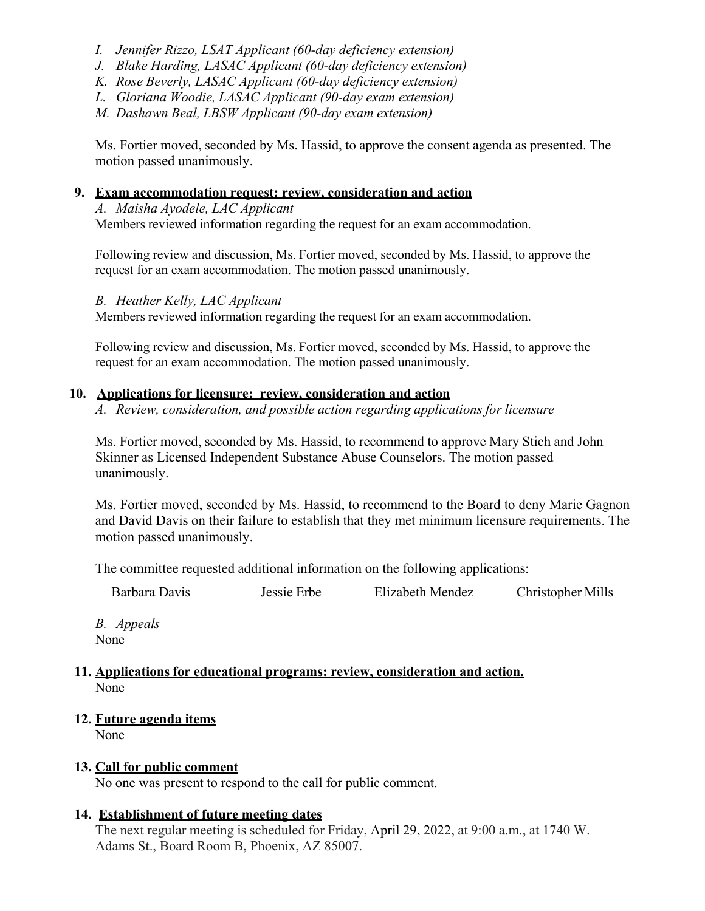*I. Jennifer Rizzo, LSAT Applicant (60-day deficiency extension)*
*J. Blake Harding, LASAC Applicant (60-day deficiency extension)*
*K. Rose Beverly, LASAC Applicant (60-day deficiency extension)*
*L. Gloriana Woodie, LASAC Applicant (90-day exam extension)*
*M. Dashawn Beal, LBSW Applicant (90-day exam extension)*

Ms. Fortier moved, seconded by Ms. Hassid, to approve the consent agenda as presented. The motion passed unanimously.

**9. <u>Exam accommodation request: review, consideration and action</u>**

*A. Maisha Ayodele, LAC Applicant*
Members reviewed information regarding the request for an exam accommodation.

Following review and discussion, Ms. Fortier moved, seconded by Ms. Hassid, to approve the request for an exam accommodation. The motion passed unanimously.

*B. Heather Kelly, LAC Applicant*
Members reviewed information regarding the request for an exam accommodation.

Following review and discussion, Ms. Fortier moved, seconded by Ms. Hassid, to approve the request for an exam accommodation. The motion passed unanimously.

**10. <u>Applications for licensure: review, consideration and action</u>**

*A. Review, consideration, and possible action regarding applications for licensure*

Ms. Fortier moved, seconded by Ms. Hassid, to recommend to approve Mary Stich and John Skinner as Licensed Independent Substance Abuse Counselors. The motion passed unanimously.

Ms. Fortier moved, seconded by Ms. Hassid, to recommend to the Board to deny Marie Gagnon and David Davis on their failure to establish that they met minimum licensure requirements. The motion passed unanimously.

The committee requested additional information on the following applications:

Barbara Davis    Jessie Erbe    Elizabeth Mendez    Christopher Mills

*B. <u>Appeals</u>*
None

**11. <u>Applications for educational programs: review, consideration and action.</u>**
None

**12. <u>Future agenda items</u>**
None

**13. <u>Call for public comment</u>**
No one was present to respond to the call for public comment.

**14. <u>Establishment of future meeting dates</u>**
The next regular meeting is scheduled for Friday, April 29, 2022, at 9:00 a.m., at 1740 W. Adams St., Board Room B, Phoenix, AZ 85007.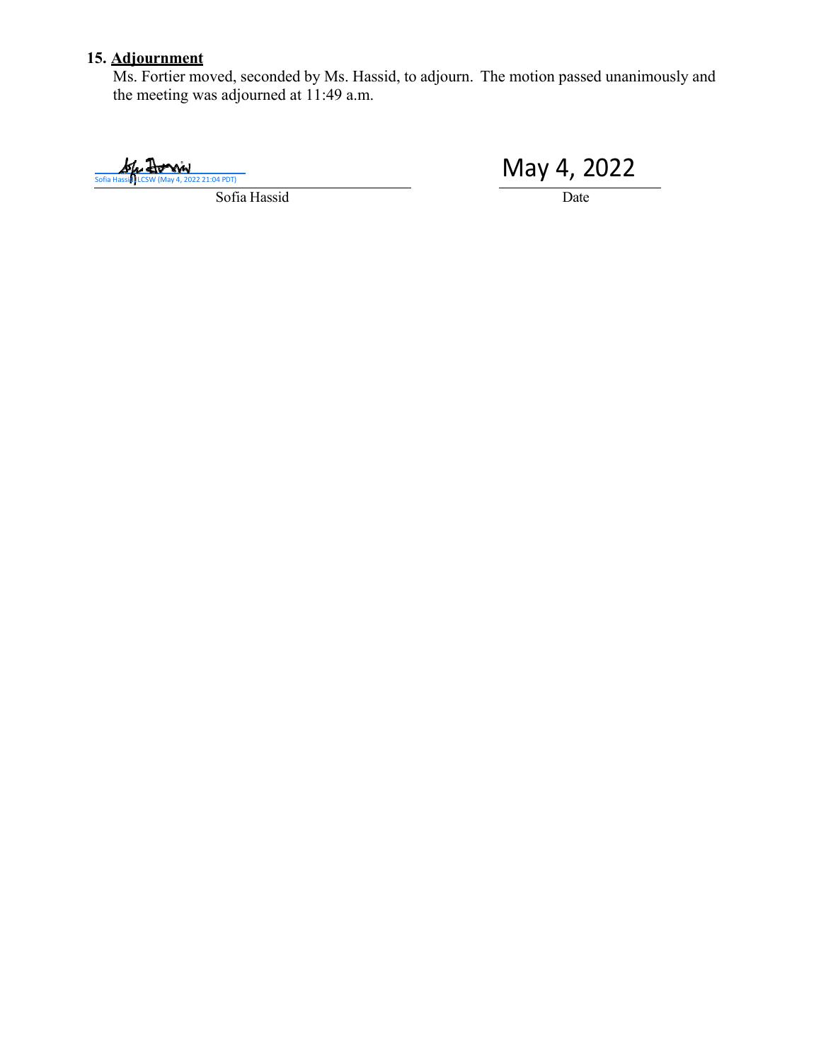**15. Adjournment**

Ms. Fortier moved, seconded by Ms. Hassid, to adjourn. The motion passed unanimously and the meeting was adjourned at 11:49 a.m.

Sofia Hassid LCSW (May 4, 2022 21:04 PDT)

Sofia Hassid

May 4, 2022

Date